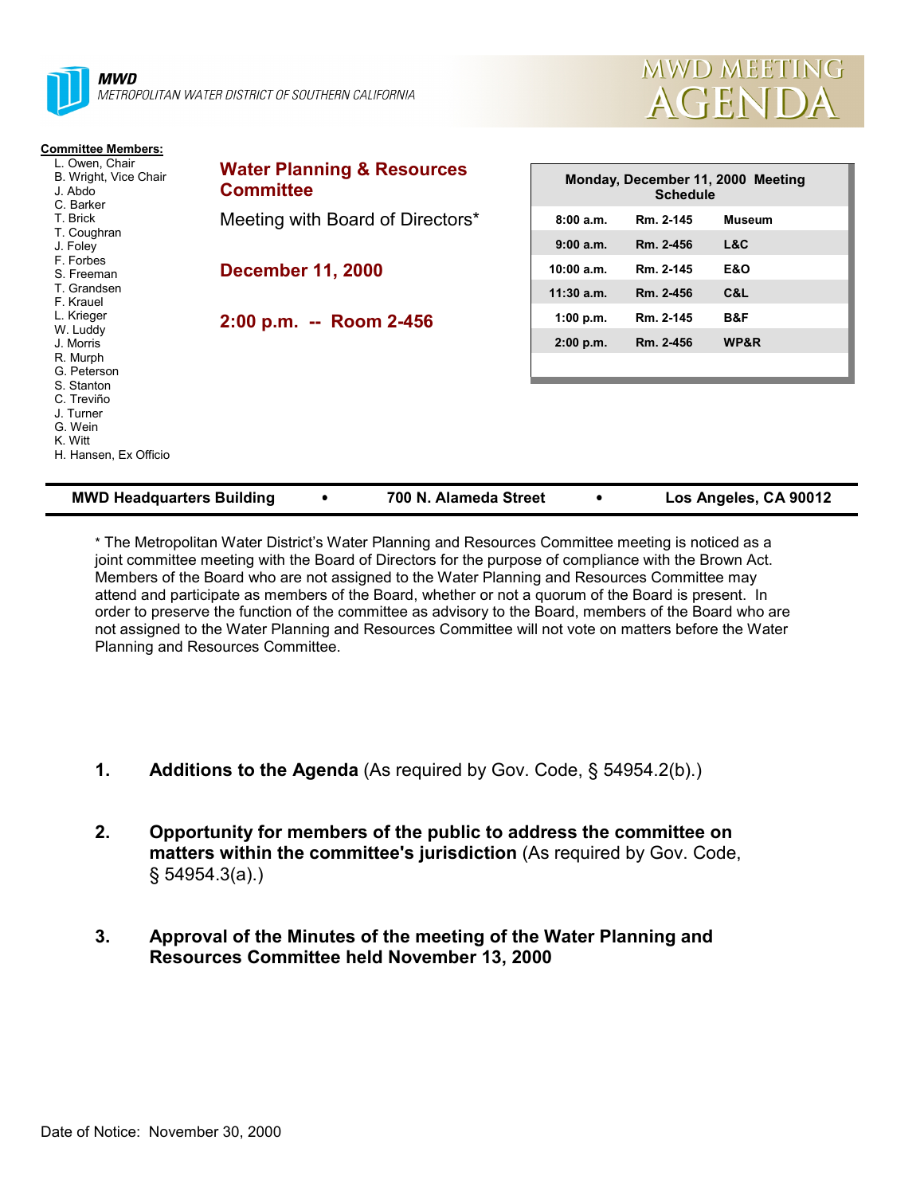**MWD**
*METROPOLITAN WATER DISTRICT OF SOUTHERN CALIFORNIA*

# MWD MEETING AGENDA

**Committee Members:**
- L. Owen, Chair
- B. Wright, Vice Chair
- J. Abdo
- C. Barker
- T. Brick
- T. Coughran
- J. Foley
- F. Forbes
- S. Freeman
- T. Grandsen
- F. Krauel
- L. Krieger
- W. Luddy
- J. Morris
- R. Murph
- G. Peterson
- S. Stanton
- C. Treviño
- J. Turner
- G. Wein
- K. Witt
- H. Hansen, Ex Officio

## Water Planning & Resources Committee

Meeting with Board of Directors*

**December 11, 2000**

**2:00 p.m. -- Room 2-456**

| Monday, December 11, 2000 Meeting Schedule | | |
|---|---|---|
| 8:00 a.m. | Rm. 2-145 | Museum |
| 9:00 a.m. | Rm. 2-456 | L&C |
| 10:00 a.m. | Rm. 2-145 | E&O |
| 11:30 a.m. | Rm. 2-456 | C&L |
| 1:00 p.m. | Rm. 2-145 | B&F |
| 2:00 p.m. | Rm. 2-456 | WP&R |

**MWD Headquarters Building • 700 N. Alameda Street • Los Angeles, CA 90012**

* The Metropolitan Water District's Water Planning and Resources Committee meeting is noticed as a joint committee meeting with the Board of Directors for the purpose of compliance with the Brown Act. Members of the Board who are not assigned to the Water Planning and Resources Committee may attend and participate as members of the Board, whether or not a quorum of the Board is present. In order to preserve the function of the committee as advisory to the Board, members of the Board who are not assigned to the Water Planning and Resources Committee will not vote on matters before the Water Planning and Resources Committee.

1. **Additions to the Agenda** (As required by Gov. Code, § 54954.2(b).)

2. **Opportunity for members of the public to address the committee on matters within the committee's jurisdiction** (As required by Gov. Code, § 54954.3(a).)

3. **Approval of the Minutes of the meeting of the Water Planning and Resources Committee held November 13, 2000**

Date of Notice: November 30, 2000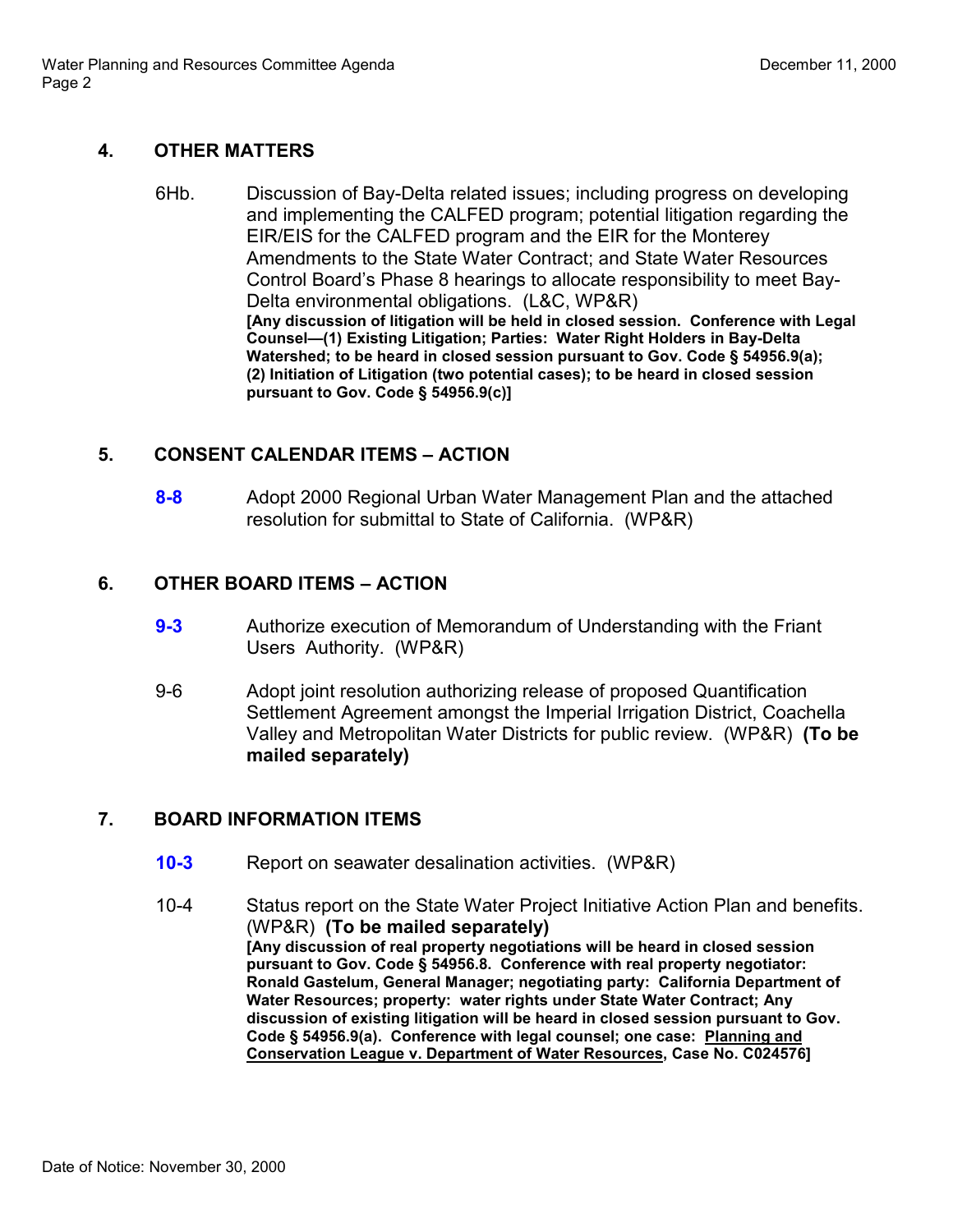## 4. OTHER MATTERS

6Hb. Discussion of Bay-Delta related issues; including progress on developing and implementing the CALFED program; potential litigation regarding the EIR/EIS for the CALFED program and the EIR for the Monterey Amendments to the State Water Contract; and State Water Resources Control Board's Phase 8 hearings to allocate responsibility to meet Bay-Delta environmental obligations. (L&C, WP&R)
**[Any discussion of litigation will be held in closed session. Conference with Legal Counsel—(1) Existing Litigation; Parties: Water Right Holders in Bay-Delta Watershed; to be heard in closed session pursuant to Gov. Code § 54956.9(a); (2) Initiation of Litigation (two potential cases); to be heard in closed session pursuant to Gov. Code § 54956.9(c)]**

## 5. CONSENT CALENDAR ITEMS – ACTION

**8-8** Adopt 2000 Regional Urban Water Management Plan and the attached resolution for submittal to State of California. (WP&R)

## 6. OTHER BOARD ITEMS – ACTION

**9-3** Authorize execution of Memorandum of Understanding with the Friant Users Authority. (WP&R)

9-6 Adopt joint resolution authorizing release of proposed Quantification Settlement Agreement amongst the Imperial Irrigation District, Coachella Valley and Metropolitan Water Districts for public review. (WP&R) **(To be mailed separately)**

## 7. BOARD INFORMATION ITEMS

**10-3** Report on seawater desalination activities. (WP&R)

10-4 Status report on the State Water Project Initiative Action Plan and benefits. (WP&R) **(To be mailed separately)**
**[Any discussion of real property negotiations will be heard in closed session pursuant to Gov. Code § 54956.8. Conference with real property negotiator: Ronald Gastelum, General Manager; negotiating party: California Department of Water Resources; property: water rights under State Water Contract; Any discussion of existing litigation will be heard in closed session pursuant to Gov. Code § 54956.9(a). Conference with legal counsel; one case: Planning and Conservation League v. Department of Water Resources, Case No. C024576]**

Date of Notice: November 30, 2000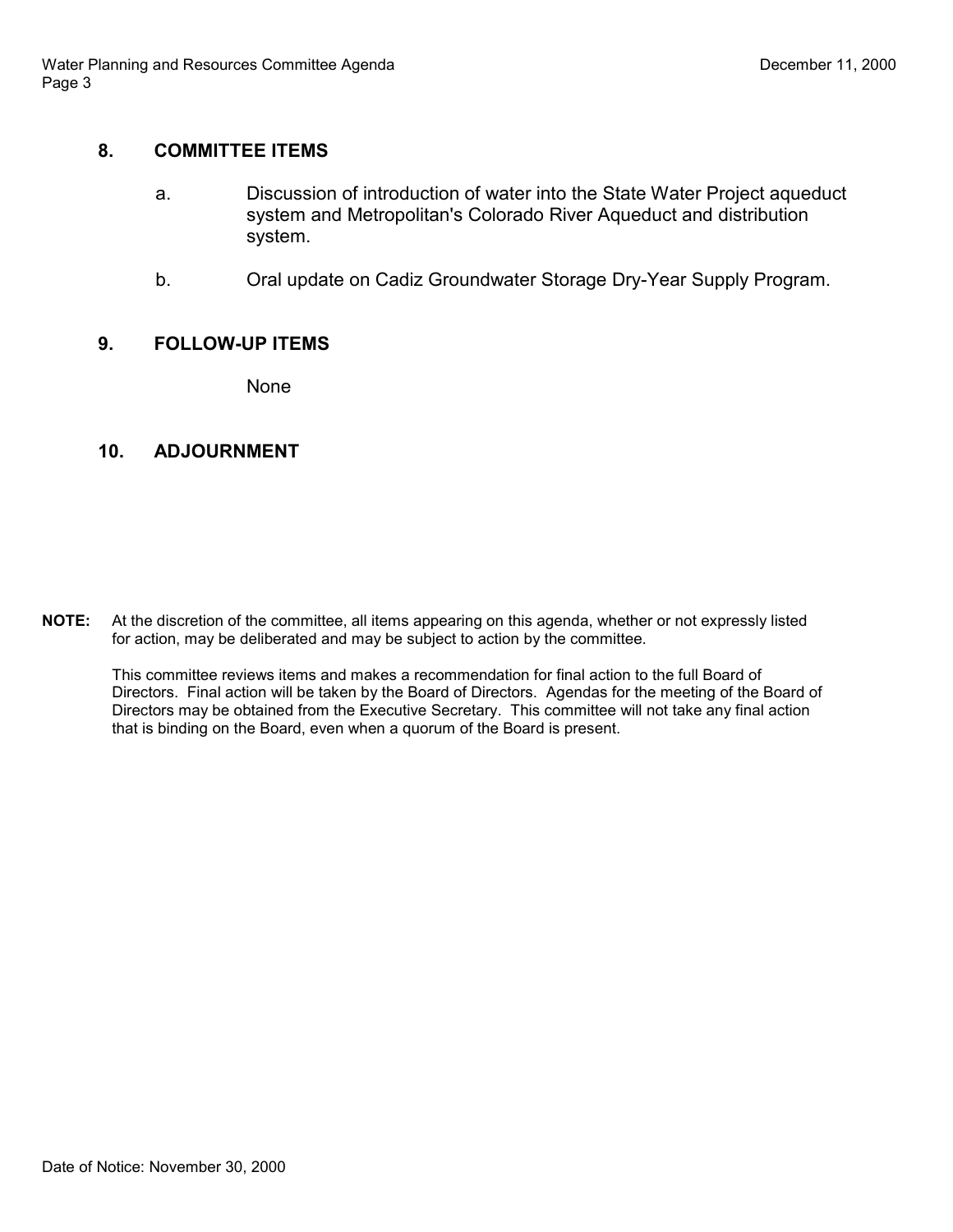## 8. COMMITTEE ITEMS

a. Discussion of introduction of water into the State Water Project aqueduct system and Metropolitan's Colorado River Aqueduct and distribution system.

b. Oral update on Cadiz Groundwater Storage Dry-Year Supply Program.

## 9. FOLLOW-UP ITEMS

None

## 10. ADJOURNMENT

**NOTE:** At the discretion of the committee, all items appearing on this agenda, whether or not expressly listed for action, may be deliberated and may be subject to action by the committee.

This committee reviews items and makes a recommendation for final action to the full Board of Directors. Final action will be taken by the Board of Directors. Agendas for the meeting of the Board of Directors may be obtained from the Executive Secretary. This committee will not take any final action that is binding on the Board, even when a quorum of the Board is present.

Date of Notice: November 30, 2000